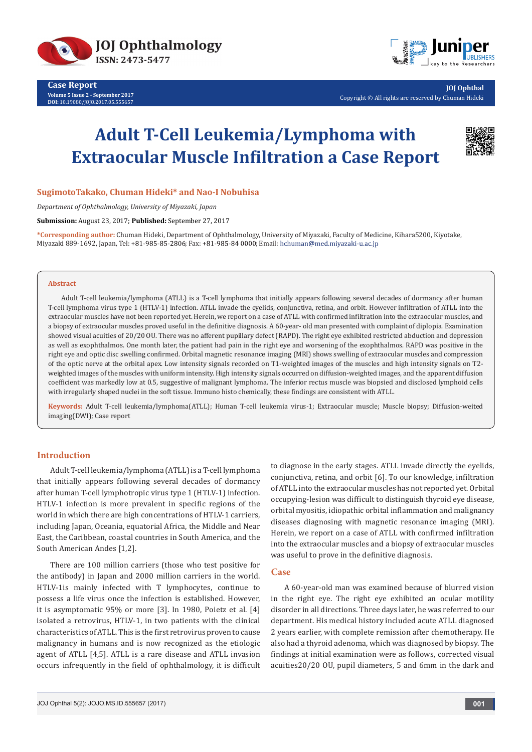# Adult T-Cell Leukemia/Lymphoma with Extraocular Muscle Infiltration a Case Report

**SugimotoTakako, Chuman Hideki\* and Nao-I Nobuhisa**

*Department of Ophthalmology, University of Miyazaki, Japan*

**Submission:** August 23, 2017; **Published:** September 27, 2017

**\*Corresponding author:** Chuman Hideki, Department of Ophthalmology, University of Miyazaki, Faculty of Medicine, Kihara5200, Kiyotake, Miyazaki 889-1692, Japan, Tel: +81-985-85-2806; Fax: +81-985-84 0000; Email: hchuman@med.miyazaki-u.ac.jp

## Abstract

Adult T-cell leukemia/lymphoma (ATLL) is a T-cell lymphoma that initially appears following several decades of dormancy after human T-cell lymphoma virus type 1 (HTLV-1) infection. ATLL invade the eyelids, conjunctiva, retina, and orbit. However infiltration of ATLL into the extraocular muscles have not been reported yet. Herein, we report on a case of ATLL with confirmed infiltration into the extraocular muscles, and a biopsy of extraocular muscles proved useful in the definitive diagnosis. A 60-year- old man presented with complaint of diplopia. Examination showed visual acuities of 20/20 OU. There was no afferent pupillary defect (RAPD). The right eye exhibited restricted abduction and depression as well as exophthalmos. One month later, the patient had pain in the right eye and worsening of the exophthalmos. RAPD was positive in the right eye and optic disc swelling confirmed. Orbital magnetic resonance imaging (MRI) shows swelling of extraocular muscles and compression of the optic nerve at the orbital apex. Low intensity signals recorded on T1-weighted images of the muscles and high intensity signals on T2-weighted images of the muscles with uniform intensity. High intensity signals occurred on diffusion-weighted images, and the apparent diffusion coefficient was markedly low at 0.5, suggestive of malignant lymphoma. The inferior rectus muscle was biopsied and disclosed lymphoid cells with irregularly shaped nuclei in the soft tissue. Immuno histo chemically, these findings are consistent with ATLL.

**Keywords:** Adult T-cell leukemia/lymphoma(ATLL); Human T-cell leukemia virus-1; Extraocular muscle; Muscle biopsy; Diffusion-weited imaging(DWI); Case report

## Introduction

Adult T-cell leukemia/lymphoma (ATLL) is a T-cell lymphoma that initially appears following several decades of dormancy after human T-cell lymphotropic virus type 1 (HTLV-1) infection. HTLV-1 infection is more prevalent in specific regions of the world in which there are high concentrations of HTLV-1 carriers, including Japan, Oceania, equatorial Africa, the Middle and Near East, the Caribbean, coastal countries in South America, and the South American Andes [1,2].

There are 100 million carriers (those who test positive for the antibody) in Japan and 2000 million carriers in the world. HTLV-1is mainly infected with T lymphocytes, continue to possess a life virus once the infection is established. However, it is asymptomatic 95% or more [3]. In 1980, Poietz et al. [4] isolated a retrovirus, HTLV-1, in two patients with the clinical characteristics of ATLL. This is the first retrovirus proven to cause malignancy in humans and is now recognized as the etiologic agent of ATLL [4,5]. ATLL is a rare disease and ATLL invasion occurs infrequently in the field of ophthalmology, it is difficult to diagnose in the early stages. ATLL invade directly the eyelids, conjunctiva, retina, and orbit [6]. To our knowledge, infiltration of ATLL into the extraocular muscles has not reported yet. Orbital occupying-lesion was difficult to distinguish thyroid eye disease, orbital myositis, idiopathic orbital inflammation and malignancy diseases diagnosing with magnetic resonance imaging (MRI). Herein, we report on a case of ATLL with confirmed infiltration into the extraocular muscles and a biopsy of extraocular muscles was useful to prove in the definitive diagnosis.

## Case

A 60-year-old man was examined because of blurred vision in the right eye. The right eye exhibited an ocular motility disorder in all directions. Three days later, he was referred to our department. His medical history included acute ATLL diagnosed 2 years earlier, with complete remission after chemotherapy. He also had a thyroid adenoma, which was diagnosed by biopsy. The findings at initial examination were as follows, corrected visual acuities20/20 OU, pupil diameters, 5 and 6mm in the dark and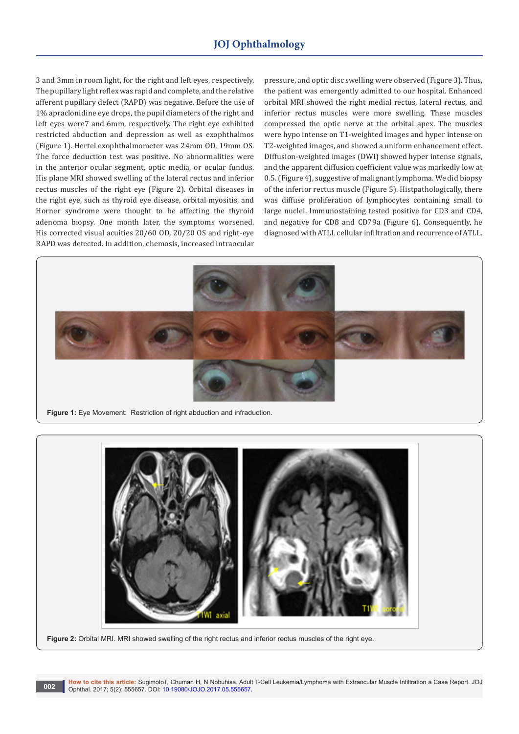3 and 3mm in room light, for the right and left eyes, respectively. The pupillary light reflex was rapid and complete, and the relative afferent pupillary defect (RAPD) was negative. Before the use of 1% apraclonidine eye drops, the pupil diameters of the right and left eyes were7 and 6mm, respectively. The right eye exhibited restricted abduction and depression as well as exophthalmos (Figure 1). Hertel exophthalmometer was 24mm OD, 19mm OS. The force deduction test was positive. No abnormalities were in the anterior ocular segment, optic media, or ocular fundus. His plane MRI showed swelling of the lateral rectus and inferior rectus muscles of the right eye (Figure 2). Orbital diseases in the right eye, such as thyroid eye disease, orbital myositis, and Horner syndrome were thought to be affecting the thyroid adenoma biopsy. One month later, the symptoms worsened. His corrected visual acuities 20/60 OD, 20/20 OS and right-eye RAPD was detected. In addition, chemosis, increased intraocular pressure, and optic disc swelling were observed (Figure 3). Thus, the patient was emergently admitted to our hospital. Enhanced orbital MRI showed the right medial rectus, lateral rectus, and inferior rectus muscles were more swelling. These muscles compressed the optic nerve at the orbital apex. The muscles were hypo intense on T1-weighted images and hyper intense on T2-weighted images, and showed a uniform enhancement effect. Diffusion-weighted images (DWI) showed hyper intense signals, and the apparent diffusion coefficient value was markedly low at 0.5. (Figure 4), suggestive of malignant lymphoma. We did biopsy of the inferior rectus muscle (Figure 5). Histpathologically, there was diffuse proliferation of lymphocytes containing small to large nuclei. Immunostaining tested positive for CD3 and CD4, and negative for CD8 and CD79a (Figure 6). Consequently, he diagnosed with ATLL cellular infiltration and recurrence of ATLL.

**Figure 1:** Eye Movement: Restriction of right abduction and infraduction.

**Figure 2:** Orbital MRI. MRI showed swelling of the right rectus and inferior rectus muscles of the right eye.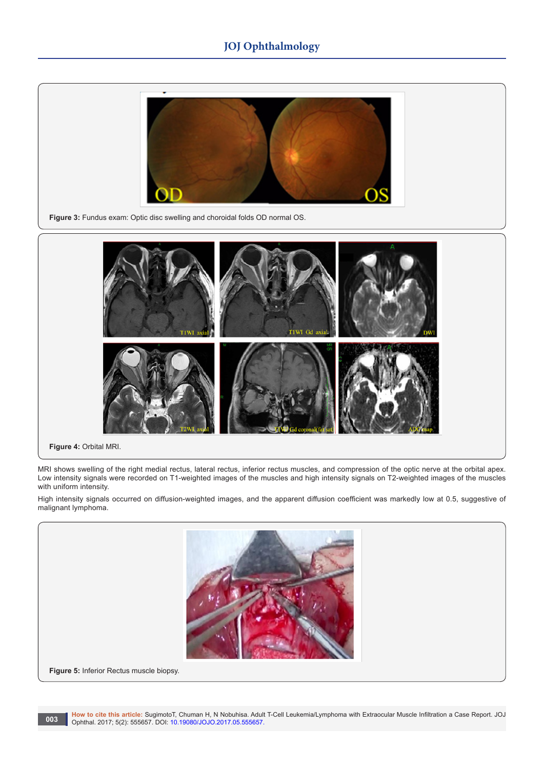Figure 3: Fundus exam: Optic disc swelling and choroidal folds OD normal OS.

Figure 4: Orbital MRI.

MRI shows swelling of the right medial rectus, lateral rectus, inferior rectus muscles, and compression of the optic nerve at the orbital apex. Low intensity signals were recorded on T1-weighted images of the muscles and high intensity signals on T2-weighted images of the muscles with uniform intensity.

High intensity signals occurred on diffusion-weighted images, and the apparent diffusion coefficient was markedly low at 0.5, suggestive of malignant lymphoma.

Figure 5: Inferior Rectus muscle biopsy.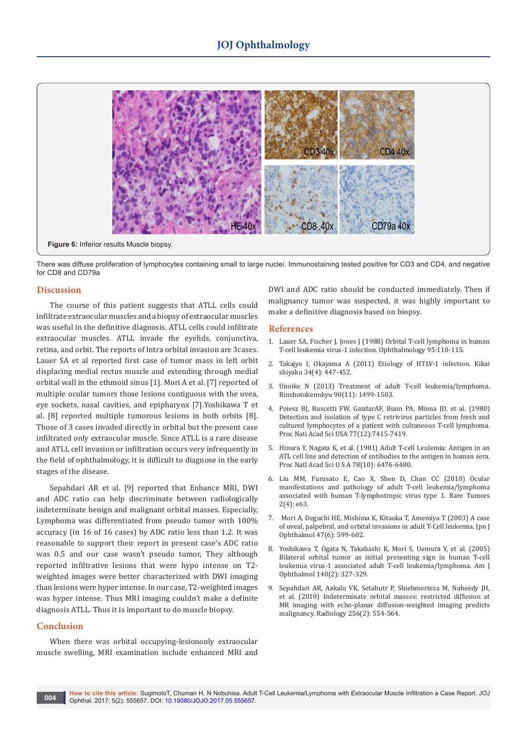**Figure 6:** Inferior results Muscle biopsy.

There was diffuse proliferation of lymphocytes containing small to large nuclei. Immunostaining tested positive for CD3 and CD4, and negative for CD8 and CD79a

## Discussion

The course of this patient suggests that ATLL cells could infiltrate extraocular muscles and a biopsy of extraocular muscles was useful in the definitive diagnosis. ATLL cells could infiltrate extraocular muscles. ATLL invade the eyelids, conjunctiva, retina, and orbit. The reports of Intra orbital invasion are 3cases. Lauer SA et al reported first case of tumor mass in left orbit displacing medial rectus muscle and extending through medial orbital wall in the ethmoid sinus [1]. Mori A et al. [7] reported of multiple ocular tumors those lesions contiguous with the uvea, eye sockets, nasal cavities, and epipharynx [7].Yoshikawa T et al. [8] reported multiple tumorous lesions in both orbits [8]. Those of 3 cases invaded directly in orbital but the present case infiltrated only extraocular muscle. Since ATLL is a rare disease and ATLL cell invasion or infiltration occurs very infrequently in the field of ophthalmology, it is difficult to diagnose in the early stages of the disease.

Sepahdari AR et al. [9] reported that Enhance MRI, DWI and ADC ratio can help discriminate between radiologically indeterminate benign and malignant orbital masses. Especially, Lymphoma was differentiated from pseudo tumor with 100% accuracy (in 16 of 16 cases) by ADC ratio less than 1.2. It was reasonable to support their report in present case's ADC ratio was 0.5 and our case wasn't pseudo tumor, They although reported infiltrative lesions that were hypo intense on T2-weighted images were better characterized with DWI imaging than lesions were hyper intense. In our case, T2-weighted images was hyper intense. Thus MRI imaging couldn't make a definite diagnosis ATLL. Thus it is important to do muscle biopsy.

## Conclusion

When there was orbital occupying-lesiononly extraocular muscle swelling, MRI examination include enhanced MRI and DWI and ADC ratio should be conducted immediately. Then if malignancy tumor was suspected, it was highly important to make a definitive diagnosis based on biopsy.

## References

1. Lauer SA, Fischer J, Jones J (1988) Orbital T-cell lymphoma in human T-cell leukemia virus-1 infection. Ophthalmology 95:110-115.
2. Takajyo I, Okayama A (2011) Etiology of HTLV-1 infection. Kikai shiyaku 34(4): 447-452.
3. Unoike N (2013) Treatment of adult T-cell leukemia/lymphoma. Rinshotokennkyu 90(11): 1499-1503.
4. Poiesz BJ, Ruscetti FW, GazdarAF, Bunn PA, Minna JD, et al. (1980) Detection and isolation of type C retrivirus particles from fresh and cultured lymphocytes of a patient with cultaneous T-cell lymphoma. Proc Nati Acad Sci USA 77(12):7415-7419.
5. Hinura Y, Nagata K, et al. (1981) Adult T-cell Leulemia: Antigen in an ATL cell line and detection of sntibodies to the antigen in human sera. Proc Natl Acad Sci U S A 78(10): 6476-6480.
6. Liu MM, Furusato E, Cao X, Shen D, Chan CC (2010) Ocular manifestations and pathology of adult T-cell leukemia/lymphoma associated with human T-lymphotropic virus type 1. Rare Tumors 2(4): e63.
7. Mori A, Deguchi HE, Mishima K, Kitaoka T, Amemiya T (2003) A case of uveal, palpebral, and orbital invasions in adult T-Cell leukemia. Jpn J Ophthalmol 47(6): 599-602.
8. Yoshikawa T, Ogata N, Takahashi K, Mori S, Uemura Y, et al. (2005) Bilateral orbital tumor as initial presenting sign in human T-cell leukemia virus-1 associated adult T-cell leukemia/lymphoma. Am J Ophthalmol 140(2): 327-329.
9. Sepahdari AR, Aakalu VK, Setabutr P, Shiehmorteza M, Naheedy JH, et al. (2010) Indeterminate orbital masses: restricted diffusion at MR imaging with echo-planar diffusion-weighted imaging predicts malignancy. Radiology 256(2): 554-564.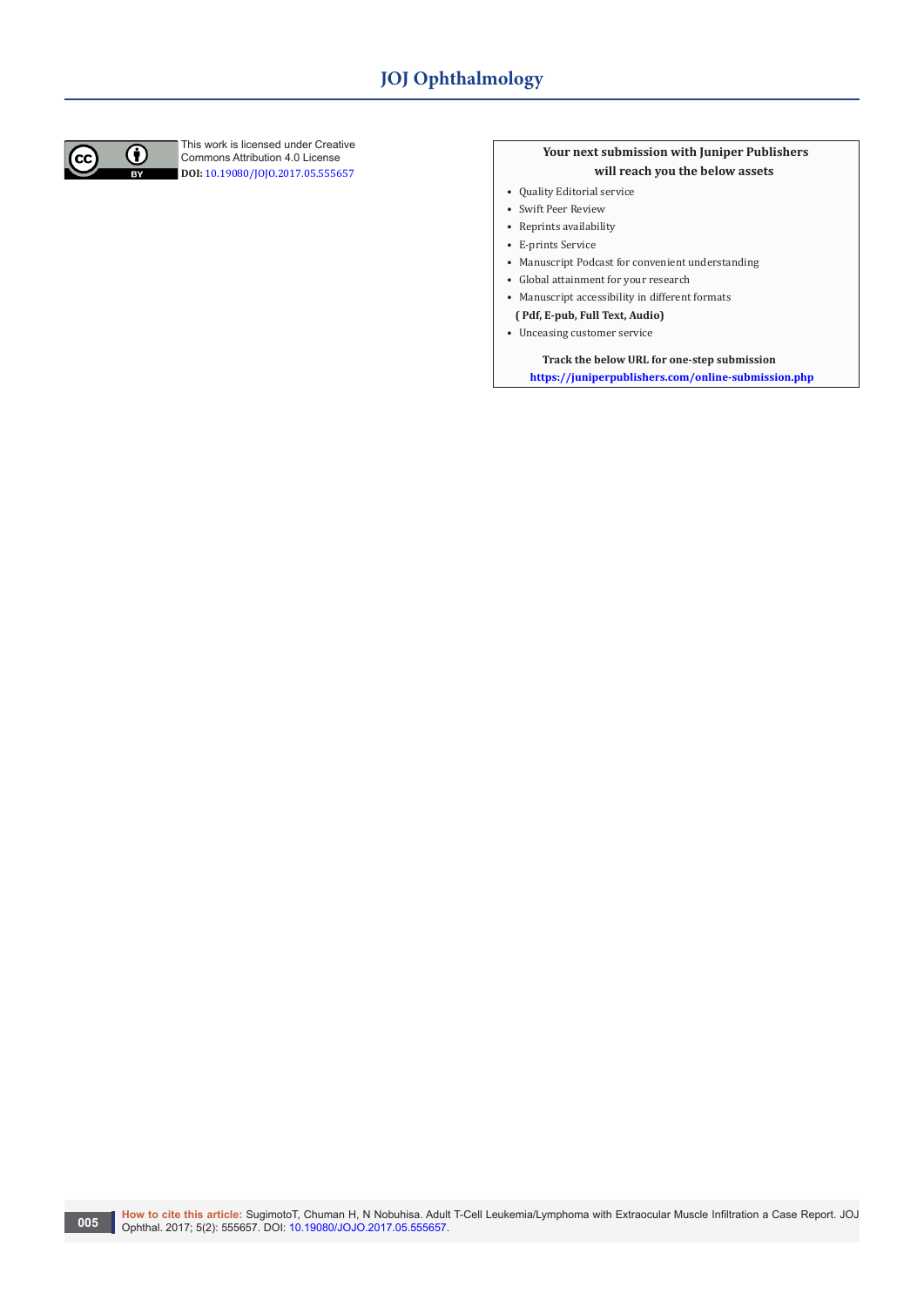This work is licensed under Creative Commons Attribution 4.0 License
**DOI:** 10.19080/JOJO.2017.05.555657

**Your next submission with Juniper Publishers will reach you the below assets**

- Quality Editorial service
- Swift Peer Review
- Reprints availability
- E-prints Service
- Manuscript Podcast for convenient understanding
- Global attainment for your research
- Manuscript accessibility in different formats

**( Pdf, E-pub, Full Text, Audio)**

- Unceasing customer service

**Track the below URL for one-step submission**
**https://juniperpublishers.com/online-submission.php**

**How to cite this article:** SugimotoT, Chuman H, N Nobuhisa. Adult T-Cell Leukemia/Lymphoma with Extraocular Muscle Infiltration a Case Report. JOJ Ophthal. 2017; 5(2): 555657. DOI: 10.19080/JOJO.2017.05.555657.